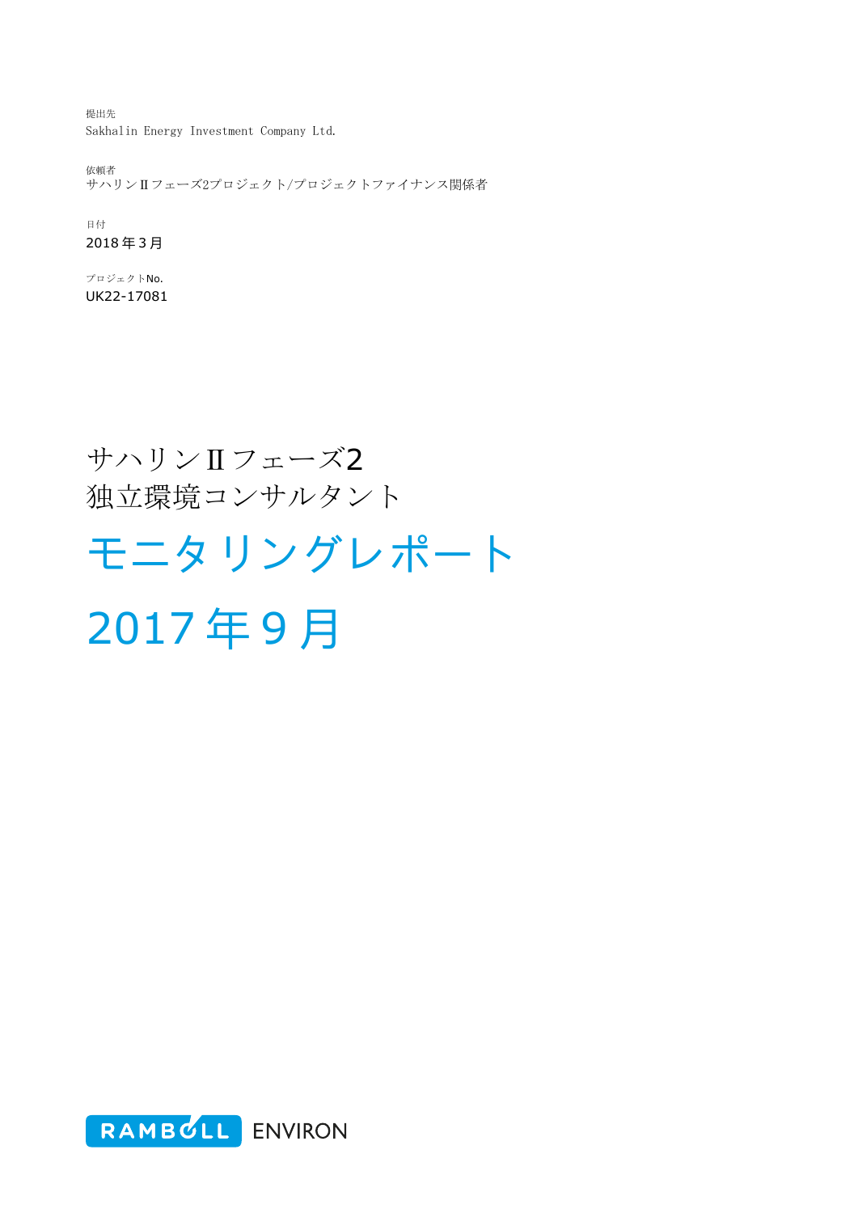提出先
Sakhalin Energy Investment Company Ltd.

依頼者
サハリンⅡフェーズ2プロジェクト/プロジェクトファイナンス関係者

日付
2018年3月

プロジェクトNo.
UK22-17081

# サハリンⅡフェーズ2
# 独立環境コンサルタント

# モニタリングレポート

# 2017年9月

RAMBOLL ENVIRON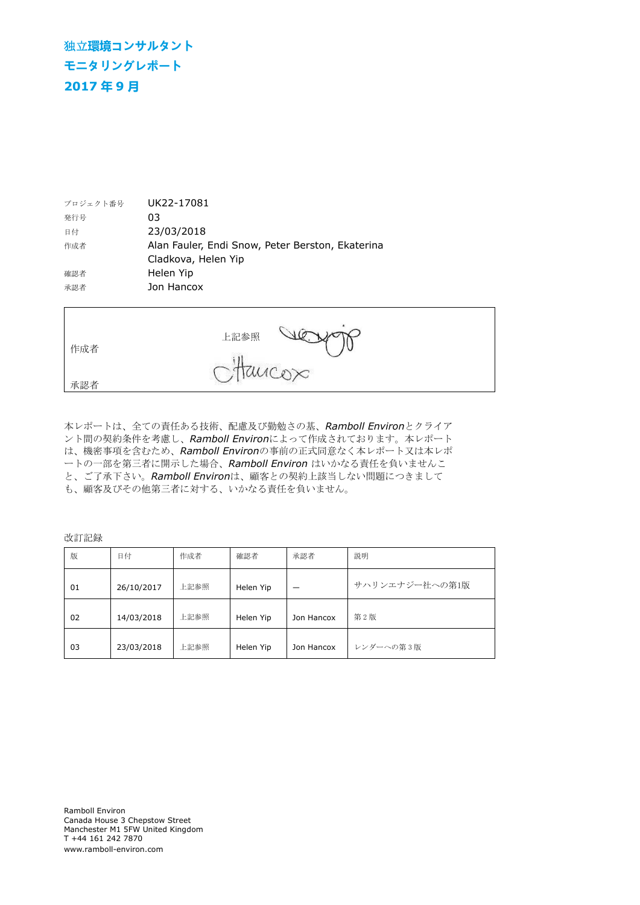# 独立環境コンサルタント
# モニタリングレポート
# 2017 年 9 月

| | |
|---|---|
| プロジェクト番号 | UK22-17081 |
| 発行号 | 03 |
| 日付 | 23/03/2018 |
| 作成者 | Alan Fauler, Endi Snow, Peter Berston, Ekaterina Cladkova, Helen Yip |
| 確認者 | Helen Yip |
| 承認者 | Jon Hancox |

| | |
|---|---|
| 作成者 | 上記参照 |
| 承認者 | |

本レポートは、全ての責任ある技術、配慮及び勤勉さの基、*Ramboll Environ*とクライアント間の契約条件を考慮し、*Ramboll Environ*によって作成されております。本レポートは、機密事項を含むため、*Ramboll Environ*の事前の正式同意なく本レポート又は本レポートの一部を第三者に開示した場合、*Ramboll Environ* はいかなる責任を負いませんこと、ご了承下さい。*Ramboll Environ*は、顧客との契約上該当しない問題につきましても、顧客及びその他第三者に対する、いかなる責任を負いません。

改訂記録

| 版 | 日付 | 作成者 | 確認者 | 承認者 | 説明 |
|---|---|---|---|---|---|
| 01 | 26/10/2017 | 上記参照 | Helen Yip | — | サハリンエナジー社への第1版 |
| 02 | 14/03/2018 | 上記参照 | Helen Yip | Jon Hancox | 第 2 版 |
| 03 | 23/03/2018 | 上記参照 | Helen Yip | Jon Hancox | レンダーへの第 3 版 |

Ramboll Environ
Canada House 3 Chepstow Street
Manchester M1 5FW United Kingdom
T +44 161 242 7870
www.ramboll-environ.com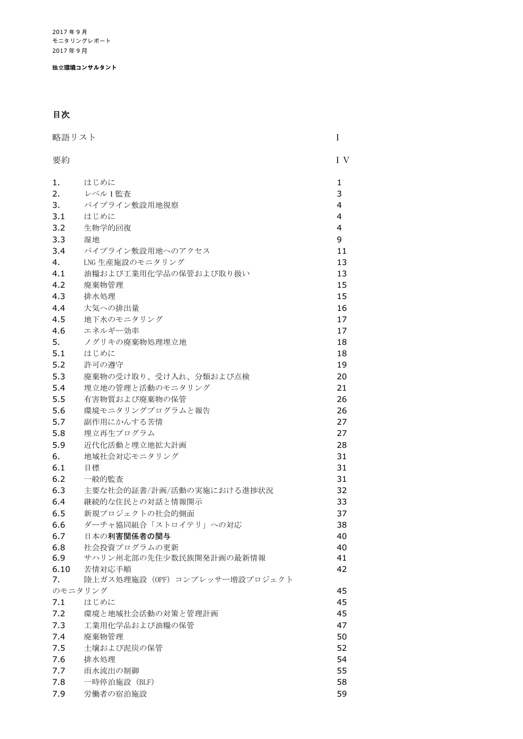2017 年 9 月
モニタリングレポート
2017 年 9 月

**独立環境コンサルタント**

## 目次

| | | |
|---|---|---|
| 略語リスト | | I |
| 要約 | | ＩＶ |
| 1. | はじめに | 1 |
| 2. | レベル 1 監査 | 3 |
| 3. | パイプライン敷設用地視察 | 4 |
| 3.1 | はじめに | 4 |
| 3.2 | 生物学的回復 | 4 |
| 3.3 | 湿地 | 9 |
| 3.4 | パイプライン敷設用地へのアクセス | 11 |
| 4. | LNG 生産施設のモニタリング | 13 |
| 4.1 | 油糧および工業用化学品の保管および取り扱い | 13 |
| 4.2 | 廃棄物管理 | 15 |
| 4.3 | 排水処理 | 15 |
| 4.4 | 大気への排出量 | 16 |
| 4.5 | 地下水のモニタリング | 17 |
| 4.6 | エネルギー効率 | 17 |
| 5. | ノグリキの廃棄物処理埋立地 | 18 |
| 5.1 | はじめに | 18 |
| 5.2 | 許可の遵守 | 19 |
| 5.3 | 廃棄物の受け取り、受け入れ、分類および点検 | 20 |
| 5.4 | 埋立地の管理と活動のモニタリング | 21 |
| 5.5 | 有害物質および廃棄物の保管 | 26 |
| 5.6 | 環境モニタリングプログラムと報告 | 26 |
| 5.7 | 副作用にかんする苦情 | 27 |
| 5.8 | 埋立再生プログラム | 27 |
| 5.9 | 近代化活動と埋立地拡大計画 | 28 |
| 6. | 地域社会対応モニタリング | 31 |
| 6.1 | 目標 | 31 |
| 6.2 | 一般的監査 | 31 |
| 6.3 | 主要な社会的証書/計画/活動の実施における進捗状況 | 32 |
| 6.4 | 継続的な住民との対話と情報開示 | 33 |
| 6.5 | 新規プロジェクトの社会的側面 | 37 |
| 6.6 | ダーチャ協同組合「ストロイテリ」への対応 | 38 |
| 6.7 | 日本の**利害関係者の関与** | 40 |
| 6.8 | 社会投資プログラムの更新 | 40 |
| 6.9 | サハリン州北部の先住少数民族開発計画の最新情報 | 41 |
| 6.10 | 苦情対応手順 | 42 |
| 7. | 陸上ガス処理施設（OPF）コンプレッサー増設プロジェクトのモニタリング | 45 |
| 7.1 | はじめに | 45 |
| 7.2 | 環境と地域社会活動の対策と管理計画 | 45 |
| 7.3 | 工業用化学品および油糧の保管 | 47 |
| 7.4 | 廃棄物管理 | 50 |
| 7.5 | 土壌および泥炭の保管 | 52 |
| 7.6 | 排水処理 | 54 |
| 7.7 | 雨水流出の制御 | 55 |
| 7.8 | 一時停泊施設（BLF） | 58 |
| 7.9 | 労働者の宿泊施設 | 59 |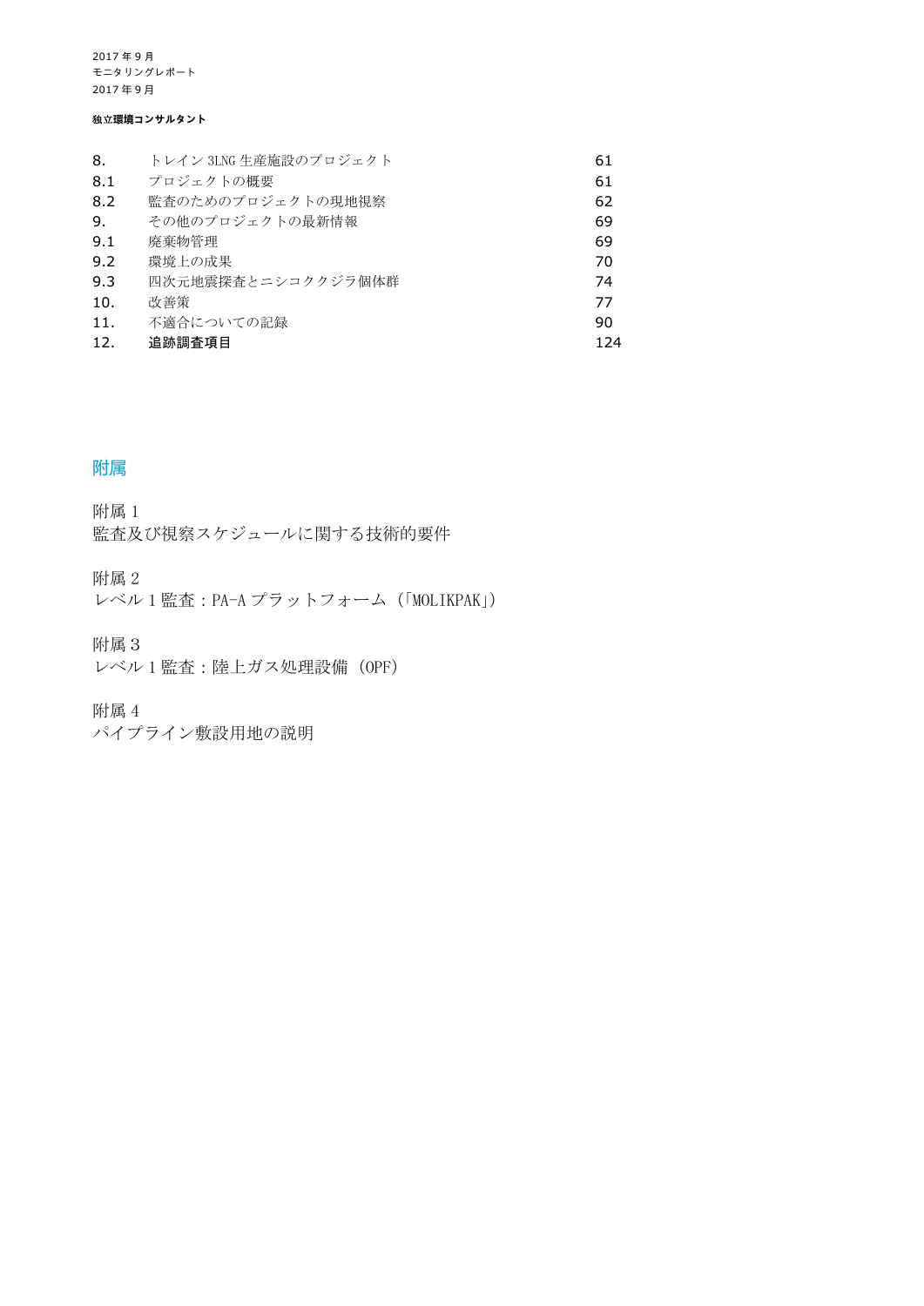| | | |
|---|---|---|
| 8. | トレイン 3LNG 生産施設のプロジェクト | 61 |
| 8.1 | プロジェクトの概要 | 61 |
| 8.2 | 監査のためのプロジェクトの現地視察 | 62 |
| 9. | その他のプロジェクトの最新情報 | 69 |
| 9.1 | 廃棄物管理 | 69 |
| 9.2 | 環境上の成果 | 70 |
| 9.3 | 四次元地震探査とニシコククジラ個体群 | 74 |
| 10. | 改善策 | 77 |
| 11. | 不適合についての記録 | 90 |
| 12. | **追跡調査項目** | 124 |

## 附属

附属 1
監査及び視察スケジュールに関する技術的要件

附属 2
レベル 1 監査：PA-A プラットフォーム（「MOLIKPAK」）

附属 3
レベル 1 監査：陸上ガス処理設備（OPF）

附属 4
パイプライン敷設用地の説明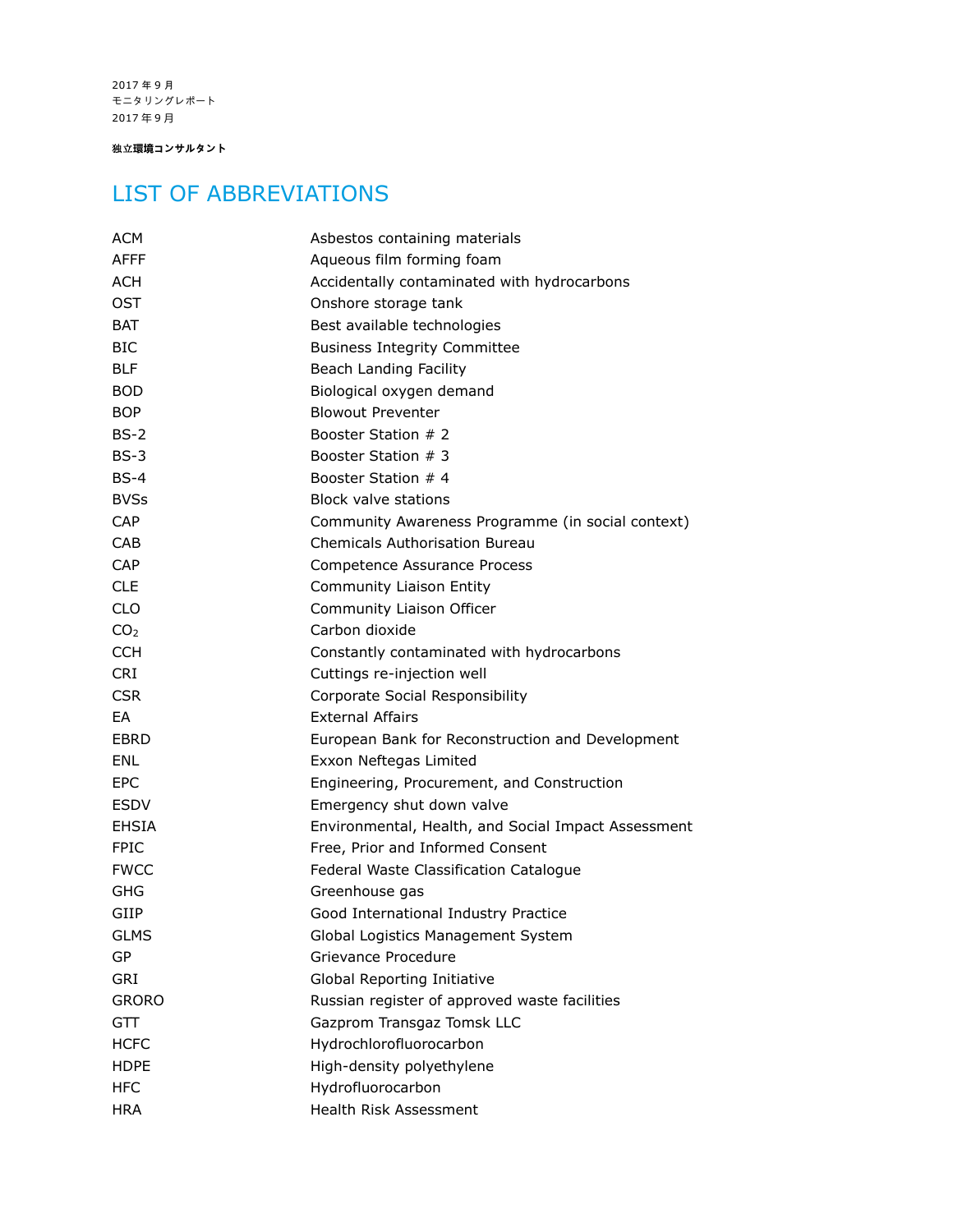# LIST OF ABBREVIATIONS

| | |
|---|---|
| ACM | Asbestos containing materials |
| AFFF | Aqueous film forming foam |
| ACH | Accidentally contaminated with hydrocarbons |
| OST | Onshore storage tank |
| BAT | Best available technologies |
| BIC | Business Integrity Committee |
| BLF | Beach Landing Facility |
| BOD | Biological oxygen demand |
| BOP | Blowout Preventer |
| BS-2 | Booster Station # 2 |
| BS-3 | Booster Station # 3 |
| BS-4 | Booster Station # 4 |
| BVSs | Block valve stations |
| CAP | Community Awareness Programme (in social context) |
| CAB | Chemicals Authorisation Bureau |
| CAP | Competence Assurance Process |
| CLE | Community Liaison Entity |
| CLO | Community Liaison Officer |
| $CO_2$ | Carbon dioxide |
| CCH | Constantly contaminated with hydrocarbons |
| CRI | Cuttings re-injection well |
| CSR | Corporate Social Responsibility |
| EA | External Affairs |
| EBRD | European Bank for Reconstruction and Development |
| ENL | Exxon Neftegas Limited |
| EPC | Engineering, Procurement, and Construction |
| ESDV | Emergency shut down valve |
| EHSIA | Environmental, Health, and Social Impact Assessment |
| FPIC | Free, Prior and Informed Consent |
| FWCC | Federal Waste Classification Catalogue |
| GHG | Greenhouse gas |
| GIIP | Good International Industry Practice |
| GLMS | Global Logistics Management System |
| GP | Grievance Procedure |
| GRI | Global Reporting Initiative |
| GRORO | Russian register of approved waste facilities |
| GTT | Gazprom Transgaz Tomsk LLC |
| HCFC | Hydrochlorofluorocarbon |
| HDPE | High-density polyethylene |
| HFC | Hydrofluorocarbon |
| HRA | Health Risk Assessment |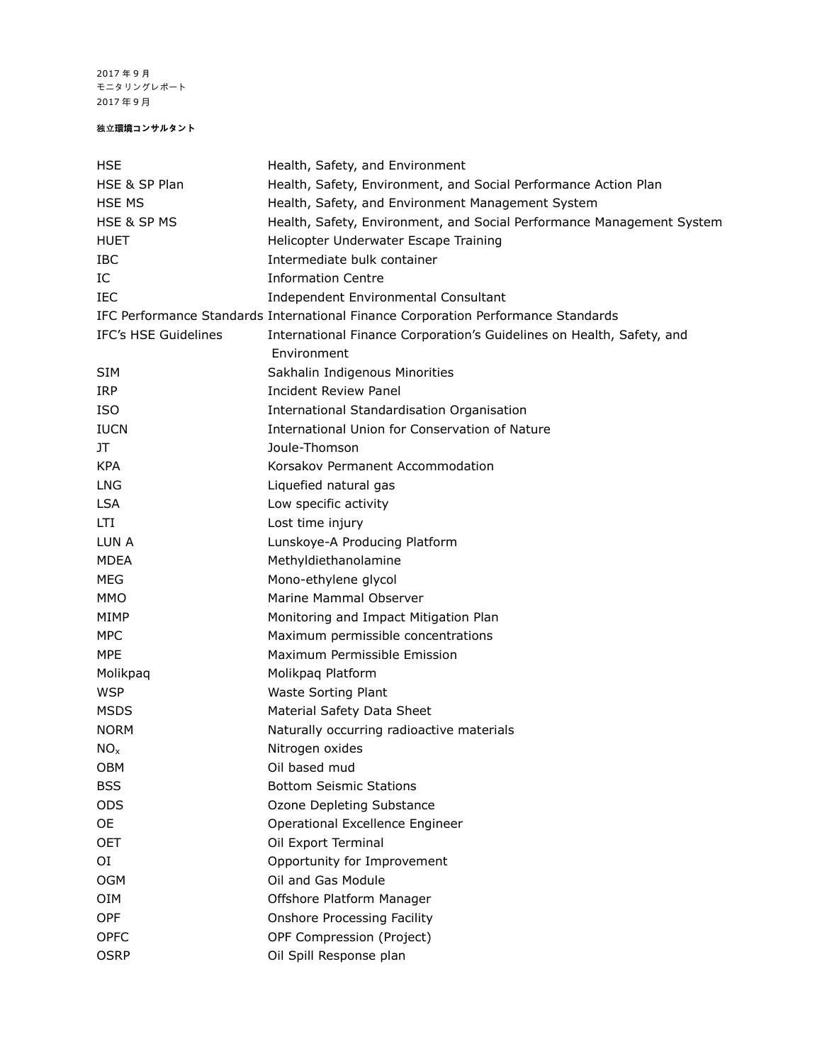| | |
|---|---|
| HSE | Health, Safety, and Environment |
| HSE & SP Plan | Health, Safety, Environment, and Social Performance Action Plan |
| HSE MS | Health, Safety, and Environment Management System |
| HSE & SP MS | Health, Safety, Environment, and Social Performance Management System |
| HUET | Helicopter Underwater Escape Training |
| IBC | Intermediate bulk container |
| IC | Information Centre |
| IEC | Independent Environmental Consultant |
| IFC Performance Standards | International Finance Corporation Performance Standards |
| IFC's HSE Guidelines | International Finance Corporation's Guidelines on Health, Safety, and Environment |
| SIM | Sakhalin Indigenous Minorities |
| IRP | Incident Review Panel |
| ISO | International Standardisation Organisation |
| IUCN | International Union for Conservation of Nature |
| JT | Joule-Thomson |
| KPA | Korsakov Permanent Accommodation |
| LNG | Liquefied natural gas |
| LSA | Low specific activity |
| LTI | Lost time injury |
| LUN A | Lunskoye-A Producing Platform |
| MDEA | Methyldiethanolamine |
| MEG | Mono-ethylene glycol |
| MMO | Marine Mammal Observer |
| MIMP | Monitoring and Impact Mitigation Plan |
| MPC | Maximum permissible concentrations |
| MPE | Maximum Permissible Emission |
| Molikpaq | Molikpaq Platform |
| WSP | Waste Sorting Plant |
| MSDS | Material Safety Data Sheet |
| NORM | Naturally occurring radioactive materials |
| $NO_x$ | Nitrogen oxides |
| OBM | Oil based mud |
| BSS | Bottom Seismic Stations |
| ODS | Ozone Depleting Substance |
| OE | Operational Excellence Engineer |
| OET | Oil Export Terminal |
| OI | Opportunity for Improvement |
| OGM | Oil and Gas Module |
| OIM | Offshore Platform Manager |
| OPF | Onshore Processing Facility |
| OPFC | OPF Compression (Project) |
| OSRP | Oil Spill Response plan |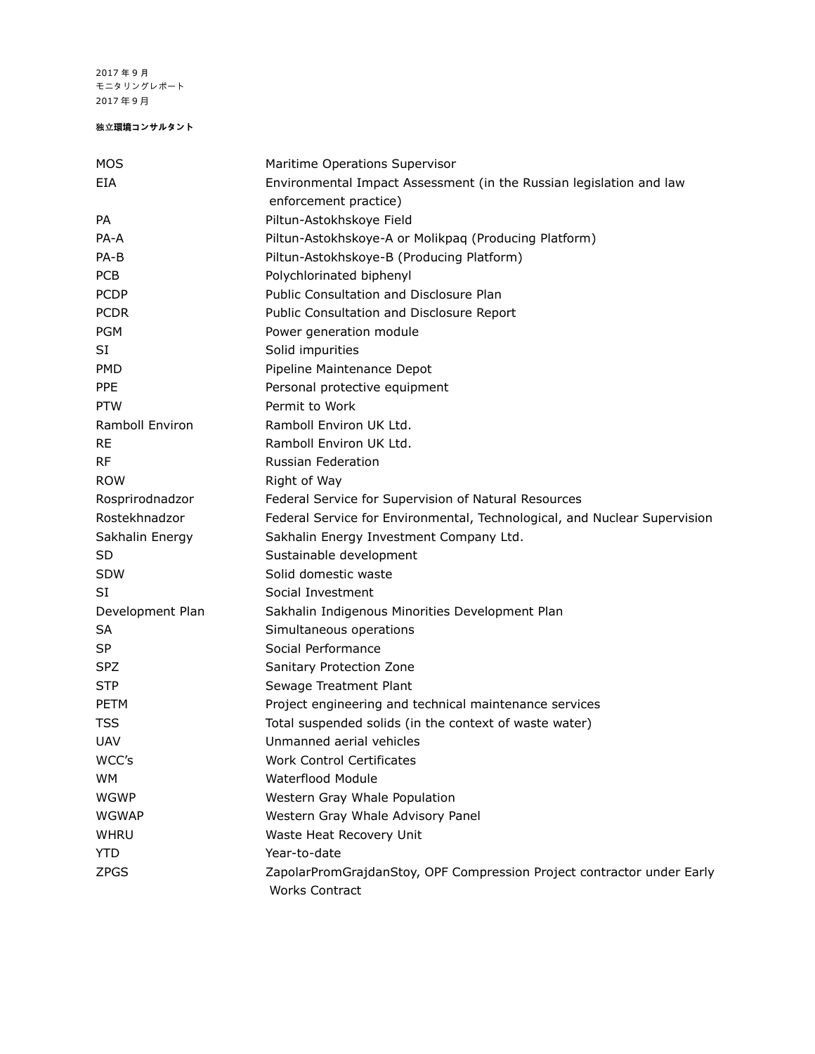2017 年 9 月
モニタリングレポート
2017 年 9 月

**独立環境コンサルタント**

| | |
|---|---|
| MOS | Maritime Operations Supervisor |
| EIA | Environmental Impact Assessment (in the Russian legislation and law enforcement practice) |
| PA | Piltun-Astokhskoye Field |
| PA-A | Piltun-Astokhskoye-A or Molikpaq (Producing Platform) |
| PA-B | Piltun-Astokhskoye-B (Producing Platform) |
| PCB | Polychlorinated biphenyl |
| PCDP | Public Consultation and Disclosure Plan |
| PCDR | Public Consultation and Disclosure Report |
| PGM | Power generation module |
| SI | Solid impurities |
| PMD | Pipeline Maintenance Depot |
| PPE | Personal protective equipment |
| PTW | Permit to Work |
| Ramboll Environ | Ramboll Environ UK Ltd. |
| RE | Ramboll Environ UK Ltd. |
| RF | Russian Federation |
| ROW | Right of Way |
| Rosprirodnadzor | Federal Service for Supervision of Natural Resources |
| Rostekhnadzor | Federal Service for Environmental, Technological, and Nuclear Supervision |
| Sakhalin Energy | Sakhalin Energy Investment Company Ltd. |
| SD | Sustainable development |
| SDW | Solid domestic waste |
| SI | Social Investment |
| Development Plan | Sakhalin Indigenous Minorities Development Plan |
| SA | Simultaneous operations |
| SP | Social Performance |
| SPZ | Sanitary Protection Zone |
| STP | Sewage Treatment Plant |
| PETM | Project engineering and technical maintenance services |
| TSS | Total suspended solids (in the context of waste water) |
| UAV | Unmanned aerial vehicles |
| WCC's | Work Control Certificates |
| WM | Waterflood Module |
| WGWP | Western Gray Whale Population |
| WGWAP | Western Gray Whale Advisory Panel |
| WHRU | Waste Heat Recovery Unit |
| YTD | Year-to-date |
| ZPGS | ZapolarPromGrajdanStoy, OPF Compression Project contractor under Early Works Contract |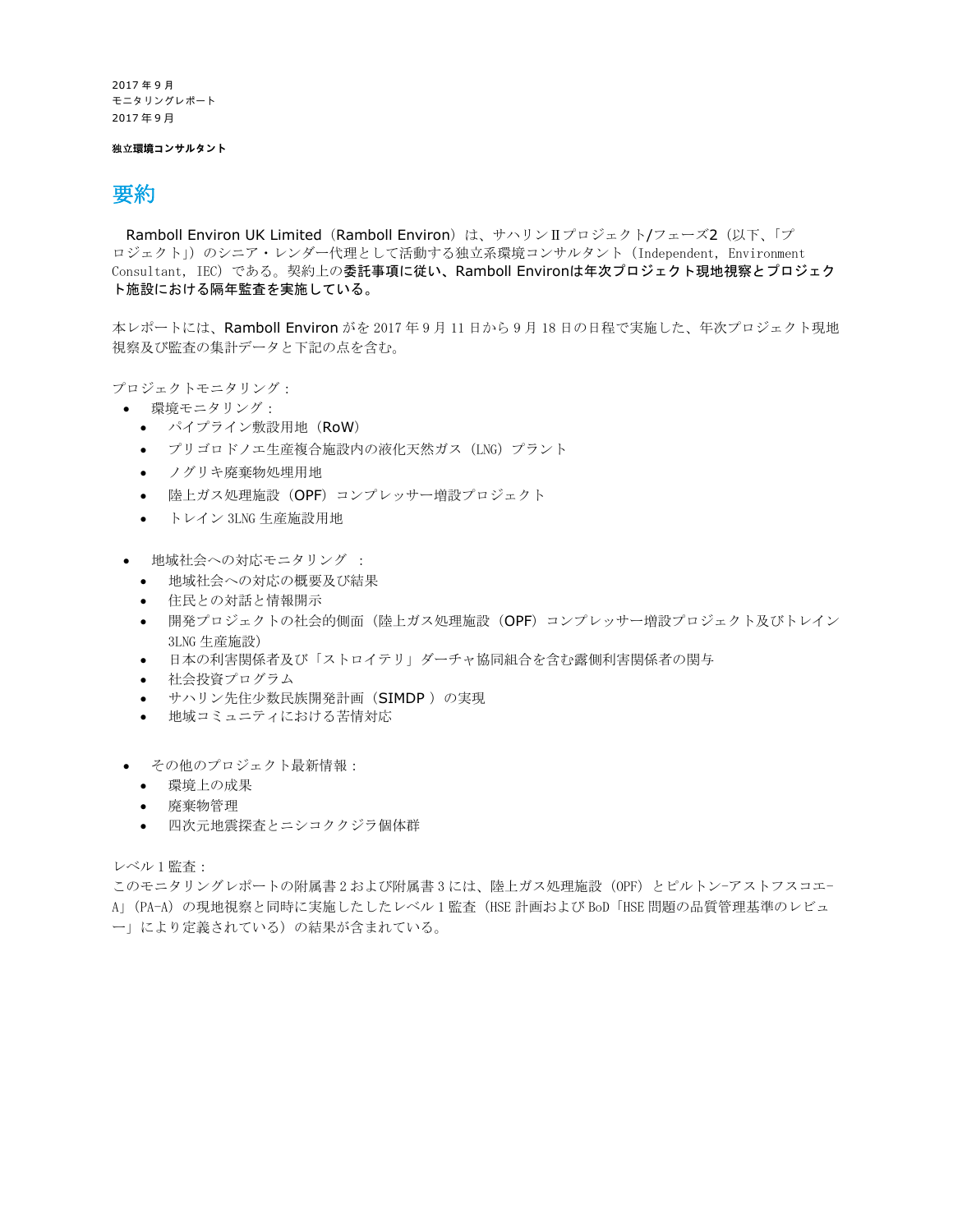2017 年 9 月
モニタリングレポート
2017 年 9 月

**独立環境コンサルタント**

# 要約

Ramboll Environ UK Limited（Ramboll Environ）は、サハリンⅡプロジェクト/フェーズ2（以下、「プロジェクト」）のシニア・レンダー代理として活動する独立系環境コンサルタント（Independent, Environment Consultant, IEC）である。契約上の**委託事項に従い、Ramboll Environは年次プロジェクト現地視察とプロジェクト施設における隔年監査を実施している。**

本レポートには、Ramboll Environ がを 2017 年 9 月 11 日から 9 月 18 日の日程で実施した、年次プロジェクト現地視察及び監査の集計データと下記の点を含む。

プロジェクトモニタリング：

- 環境モニタリング：
  - パイプライン敷設用地（RoW）
  - プリゴロドノエ生産複合施設内の液化天然ガス（LNG）プラント
  - ノグリキ廃棄物処理用地
  - 陸上ガス処理施設（OPF）コンプレッサー増設プロジェクト
  - トレイン 3LNG 生産施設用地
- 地域社会への対応モニタリング ：
  - 地域社会への対応の概要及び結果
  - 住民との対話と情報開示
  - 開発プロジェクトの社会的側面（陸上ガス処理施設（OPF）コンプレッサー増設プロジェクト及びトレイン 3LNG 生産施設）
  - 日本の利害関係者及び「ストロイテリ」ダーチャ協同組合を含む露側利害関係者の関与
  - 社会投資プログラム
  - サハリン先住少数民族開発計画（SIMDP ）の実現
  - 地域コミュニティにおける苦情対応
- その他のプロジェクト最新情報：
  - 環境上の成果
  - 廃棄物管理
  - 四次元地震探査とニシコククジラ個体群

レベル 1 監査：
このモニタリングレポートの附属書 2 および附属書 3 には、陸上ガス処理施設（OPF）とピルトン-アストフスコエ-A」(PA-A）の現地視察と同時に実施したしたレベル 1 監査（HSE 計画および BoD「HSE 問題の品質管理基準のレビュー」により定義されている）の結果が含まれている。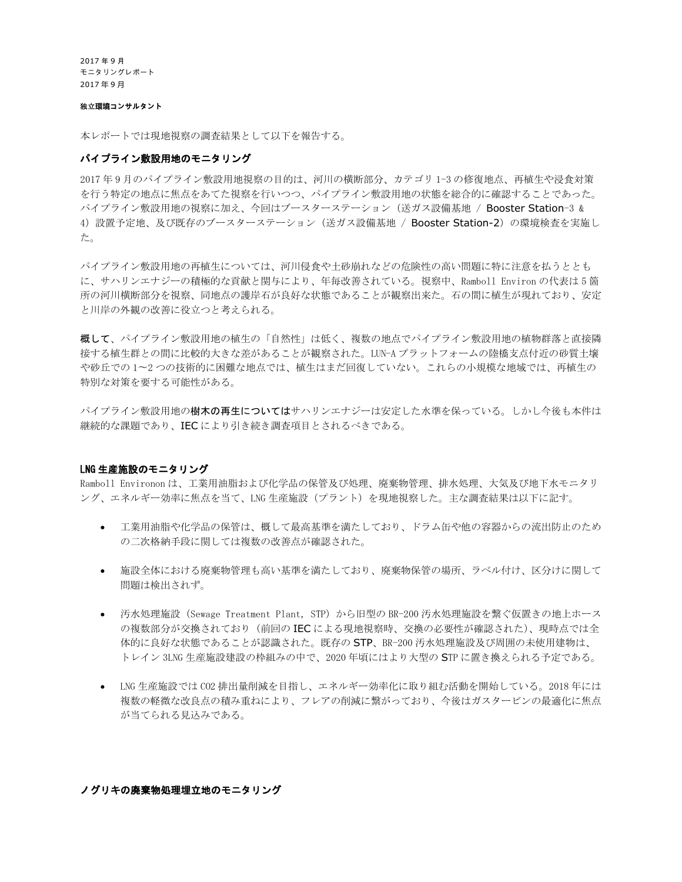2017 年 9 月
モニタリングレポート
2017 年 9 月

**独立環境コンサルタント**

本レポートでは現地視察の調査結果として以下を報告する。

### パイプライン敷設用地のモニタリング

2017 年 9 月のパイプライン敷設用地視察の目的は、河川の横断部分、カテゴリ 1-3 の修復地点、再植生や浸食対策を行う特定の地点に焦点をあてた視察を行いつつ、パイプライン敷設用地の状態を総合的に確認することであった。パイプライン敷設用地の視察に加え、今回はブースターステーション（送ガス設備基地 / Booster Station-3 & 4）設置予定地、及び既存のブースターステーション（送ガス設備基地 / Booster Station-2）の環境検査を実施した。

パイプライン敷設用地の再植生については、河川侵食や土砂崩れなどの危険性の高い問題に特に注意を払うとともに、サハリンエナジーの積極的な貢献と関与により、年毎改善されている。視察中、Ramboll Environ の代表は 5 箇所の河川横断部分を視察、同地点の護岸石が良好な状態であることが観察出来た。石の間に植生が現れており、安定と川岸の外観の改善に役立つと考えられる。

**概して**、パイプライン敷設用地の植生の「自然性」は低く、複数の地点でパイプライン敷設用地の植物群落と直接隣接する植生群との間に比較的大きな差があることが観察された。LUN-A プラットフォームの陸橋支点付近の砂質土壌や砂丘での 1～2 つの技術的に困難な地点では、植生はまだ回復していない。これらの小規模な地域では、再植生の特別な対策を要する可能性がある。

パイプライン敷設用地の**樹木の再生については**サハリンエナジーは安定した水準を保っている。しかし今後も本件は継続的な課題であり、IEC により引き続き調査項目とされるべきである。

### LNG 生産施設のモニタリング

Ramboll Environon は、工業用油脂および化学品の保管及び処理、廃棄物管理、排水処理、大気及び地下水モニタリング、エネルギー効率に焦点を当て、LNG 生産施設（プラント）を現地視察した。主な調査結果は以下に記す。

- 工業用油脂や化学品の保管は、概して最高基準を満たしており、ドラム缶や他の容器からの流出防止のための二次格納手段に関しては複数の改善点が確認された。
- 施設全体における廃棄物管理も高い基準を満たしており、廃棄物保管の場所、ラベル付け、区分けに関して問題は検出されず。
- 汚水処理施設（Sewage Treatment Plant, STP）から旧型の BR-200 汚水処理施設を繋ぐ仮置きの地上ホースの複数部分が交換されており（前回の IEC による現地視察時、交換の必要性が確認された）、現時点では全体的に良好な状態であることが認識された。既存の STP、BR-200 汚水処理施設及び周囲の未使用建物は、トレイン 3LNG 生産施設建設の枠組みの中で、2020 年頃にはより大型の STP に置き換えられる予定である。
- LNG 生産施設では CO2 排出量削減を目指し、エネルギー効率化に取り組む活動を開始している。2018 年には複数の軽微な改良点の積み重ねにより、フレアの削減に繋がっており、今後はガスタービンの最適化に焦点が当てられる見込みである。

### ノグリキの廃棄物処理埋立地のモニタリング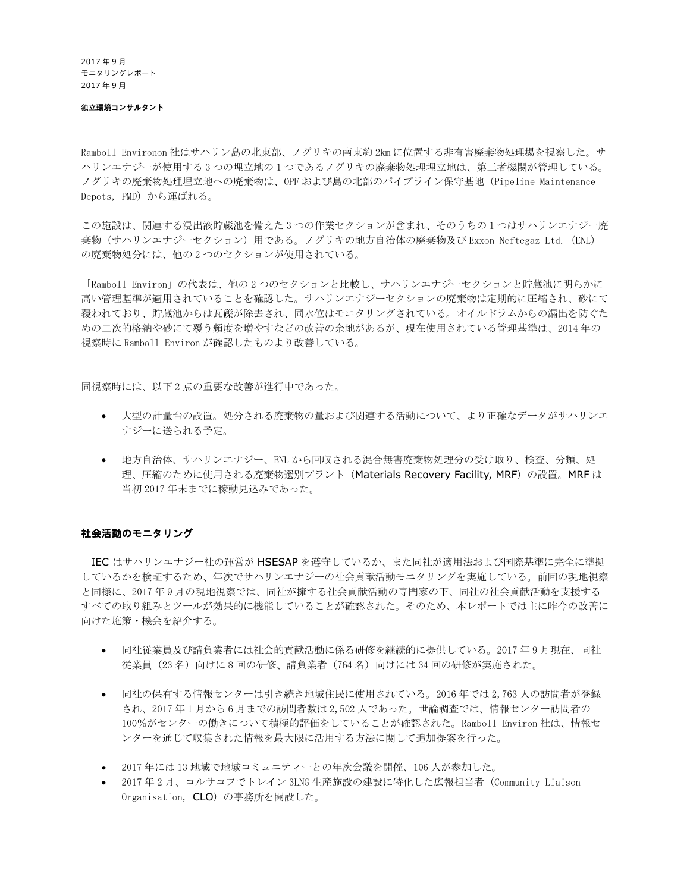Ramboll Environon 社はサハリン島の北東部、ノグリキの南東約 2km に位置する非有害廃棄物処理場を視察した。サハリンエナジーが使用する 3 つの埋立地の 1 つであるノグリキの廃棄物処理埋立地は、第三者機関が管理している。ノグリキの廃棄物処理埋立地への廃棄物は、OPF および島の北部のパイプライン保守基地（Pipeline Maintenance Depots, PMD）から運ばれる。

この施設は、関連する浸出液貯蔵池を備えた 3 つの作業セクションが含まれ、そのうちの 1 つはサハリンエナジー廃棄物（サハリンエナジーセクション）用である。ノグリキの地方自治体の廃棄物及び Exxon Neftegaz Ltd. (ENL) の廃棄物処分には、他の 2 つのセクションが使用されている。

「Ramboll Environ」の代表は、他の 2 つのセクションと比較し、サハリンエナジーセクションと貯蔵池に明らかに高い管理基準が適用されていることを確認した。サハリンエナジーセクションの廃棄物は定期的に圧縮され、砂にて覆われており、貯蔵池からは瓦礫が除去され、同水位はモニタリングされている。オイルドラムからの漏出を防ぐための二次的格納や砂にて覆う頻度を増やすなどの改善の余地があるが、現在使用されている管理基準は、2014 年の視察時に Ramboll Environ が確認したものより改善している。

同視察時には、以下 2 点の重要な改善が進行中であった。

- 大型の計量台の設置。処分される廃棄物の量および関連する活動について、より正確なデータがサハリンエナジーに送られる予定。
- 地方自治体、サハリンエナジー、ENL から回収される混合無害廃棄物処理分の受け取り、検査、分類、処理、圧縮のために使用される廃棄物選別プラント（Materials Recovery Facility, MRF）の設置。MRF は当初 2017 年末までに稼動見込みであった。

### 社会活動のモニタリング

IEC はサハリンエナジー社の運営が HSESAP を遵守しているか、また同社が適用法および国際基準に完全に準拠しているかを検証するため、年次でサハリンエナジーの社会貢献活動モニタリングを実施している。前回の現地視察と同様に、2017 年 9 月の現地視察では、同社が擁する社会貢献活動の専門家の下、同社の社会貢献活動を支援するすべての取り組みとツールが効果的に機能していることが確認された。そのため、本レポートでは主に昨今の改善に向けた施策・機会を紹介する。

- 同社従業員及び請負業者には社会的貢献活動に係る研修を継続的に提供している。2017 年 9 月現在、同社従業員（23 名）向けに 8 回の研修、請負業者（764 名）向けには 34 回の研修が実施された。
- 同社の保有する情報センターは引き続き地域住民に使用されている。2016 年では 2,763 人の訪問者が登録され、2017 年 1 月から 6 月までの訪問者数は 2,502 人であった。世論調査では、情報センター訪問者の 100%がセンターの働きについて積極的評価をしていることが確認された。Ramboll Environ 社は、情報センターを通じて収集された情報を最大限に活用する方法に関して追加提案を行った。
- 2017 年には 13 地域で地域コミュニティーとの年次会議を開催、106 人が参加した。
- 2017 年 2 月、コルサコフでトレイン 3LNG 生産施設の建設に特化した広報担当者（Community Liaison Organisation, CLO）の事務所を開設した。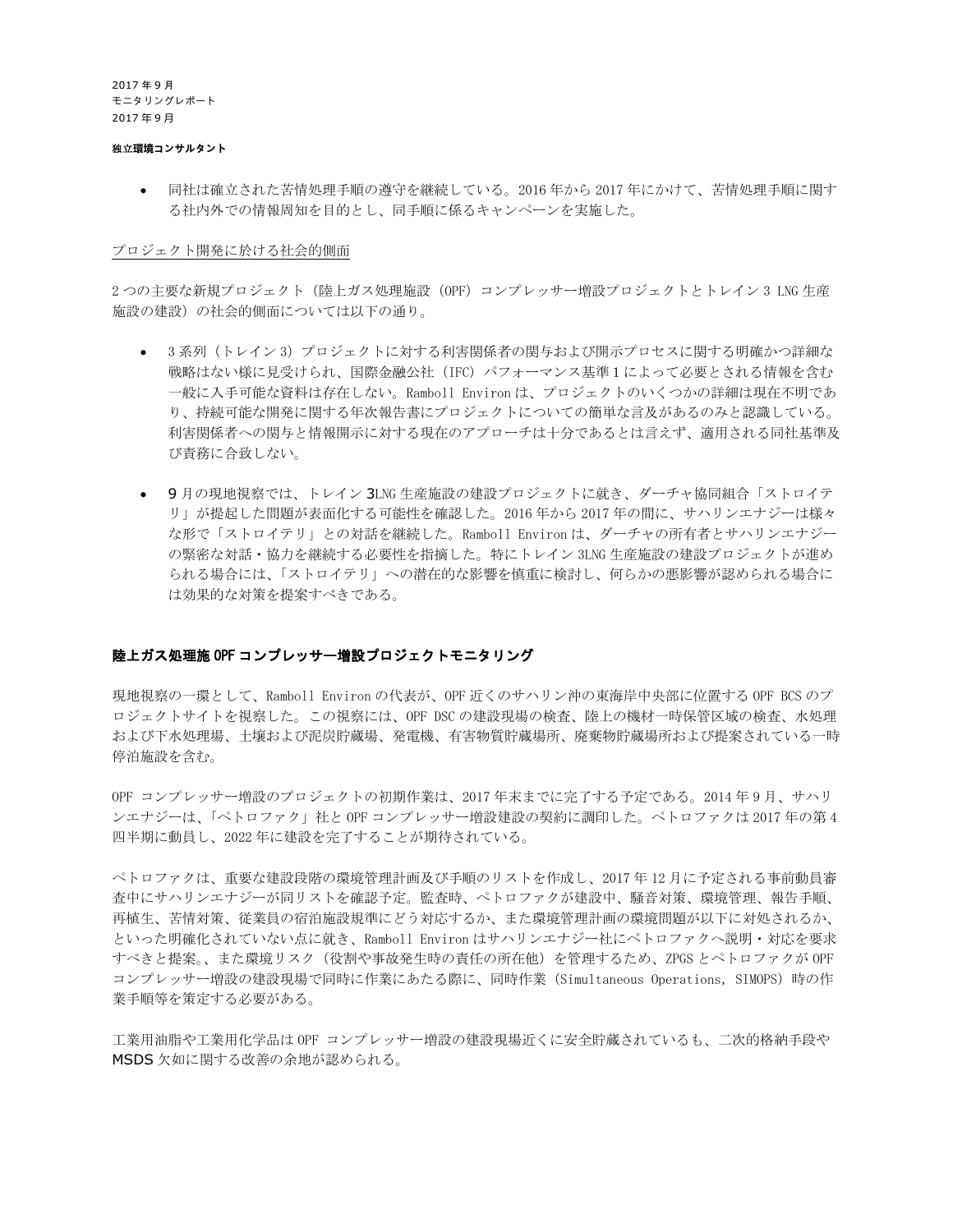- 同社は確立された苦情処理手順の遵守を継続している。2016 年から 2017 年にかけて、苦情処理手順に関する社内外での情報周知を目的とし、同手順に係るキャンペーンを実施した。

プロジェクト開発に於ける社会的側面

2 つの主要な新規プロジェクト（陸上ガス処理施設（OPF）コンプレッサー増設プロジェクトとトレイン 3 LNG 生産施設の建設）の社会的側面については以下の通り。

- 3 系列（トレイン 3）プロジェクトに対する利害関係者の関与および開示プロセスに関する明確かつ詳細な戦略はない様に見受けられ、国際金融公社（IFC）パフォーマンス基準 1 によって必要とされる情報を含む一般に入手可能な資料は存在しない。Ramboll Environ は、プロジェクトのいくつかの詳細は現在不明であり、持続可能な開発に関する年次報告書にプロジェクトについての簡単な言及があるのみと認識している。利害関係者への関与と情報開示に対する現在のアプローチは十分であるとは言えず、適用される同社基準及び責務に合致しない。

- 9 月の現地視察では、トレイン 3LNG 生産施設の建設プロジェクトに就き、ダーチャ協同組合「ストロイテリ」が提起した問題が表面化する可能性を確認した。2016 年から 2017 年の間に、サハリンエナジーは様々な形で「ストロイテリ」との対話を継続した。Ramboll Environ は、ダーチャの所有者とサハリンエナジーの緊密な対話・協力を継続する必要性を指摘した。特にトレイン 3LNG 生産施設の建設プロジェクトが進められる場合には、「ストロイテリ」への潜在的な影響を慎重に検討し、何らかの悪影響が認められる場合には効果的な対策を提案すべきである。

## 陸上ガス処理施 OPF コンプレッサー増設プロジェクトモニタリング

現地視察の一環として、Ramboll Environ の代表が、OPF 近くのサハリン沖の東海岸中央部に位置する OPF BCS のプロジェクトサイトを視察した。この視察には、OPF DSC の建設現場の検査、陸上の機材一時保管区域の検査、水処理および下水処理場、土壌および泥炭貯蔵場、発電機、有害物質貯蔵場所、廃棄物貯蔵場所および提案されている一時停泊施設を含む。

OPF コンプレッサー増設のプロジェクトの初期作業は、2017 年末までに完了する予定である。2014 年 9 月、サハリンエナジーは、「ペトロファク」社と OPF コンプレッサー増設建設の契約に調印した。ペトロファクは 2017 年の第 4 四半期に動員し、2022 年に建設を完了することが期待されている。

ペトロファクは、重要な建設段階の環境管理計画及び手順のリストを作成し、2017 年 12 月に予定される事前動員審査中にサハリンエナジーが同リストを確認予定。監査時、ペトロファクが建設中、騒音対策、環境管理、報告手順、再植生、苦情対策、従業員の宿泊施設規準にどう対応するか、また環境管理計画の環境問題が以下に対処されるか、といった明確化されていない点に就き、Ramboll Environ はサハリンエナジー社にペトロファクへ説明・対応を要求すべきと提案。、また環境リスク（役割や事故発生時の責任の所在他）を管理するため、ZPGS とペトロファクが OPF コンプレッサー増設の建設現場で同時に作業にあたる際に、同時作業（Simultaneous Operations, SIMOPS）時の作業手順等を策定する必要がある。

工業用油脂や工業用化学品は OPF コンプレッサー増設の建設現場近くに安全貯蔵されているも、二次的格納手段や MSDS 欠如に関する改善の余地が認められる。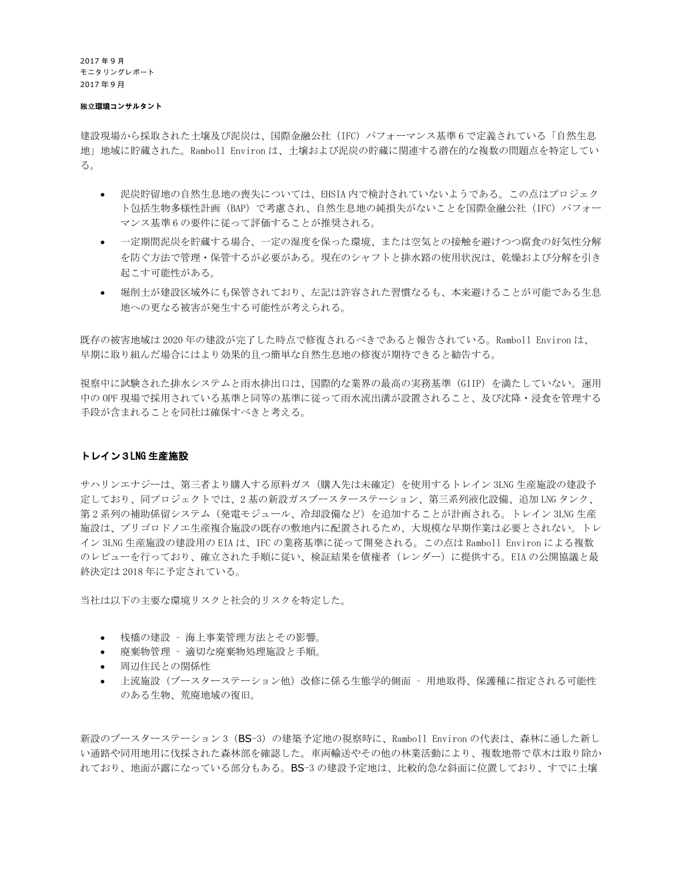2017 年 9 月
モニタリングレポート
2017 年 9 月

**独立環境コンサルタント**

建設現場から採取された土壌及び泥炭は、国際金融公社（IFC）パフォーマンス基準 6 で定義されている「自然生息地」地域に貯蔵された。Ramboll Environ は、土壌および泥炭の貯蔵に関連する潜在的な複数の問題点を特定している。

- 泥炭貯留地の自然生息地の喪失については、EHSIA 内で検討されていないようである。この点はプロジェクト包括生物多様性計画（BAP）で考慮され、自然生息地の純損失がないことを国際金融公社（IFC）パフォーマンス基準 6 の要件に従って評価することが推奨される。
- 一定期間泥炭を貯蔵する場合、一定の湿度を保った環境、または空気との接触を避けつつ腐食の好気性分解を防ぐ方法で管理・保管するが必要がある。現在のシャフトと排水路の使用状況は、乾燥および分解を引き起こす可能性がある。
- 堀削土が建設区域外にも保管されており、左記は許容された習慣なるも、本来避けることが可能である生息地への更なる被害が発生する可能性が考えられる。

既存の被害地域は 2020 年の建設が完了した時点で修復されるべきであると報告されている。Ramboll Environ は、早期に取り組んだ場合にはより効果的且つ簡単な自然生息地の修復が期待できると勧告する。

視察中に試験された排水システムと雨水排出口は、国際的な業界の最高の実務基準（GIIP）を満たしていない。運用中の OPF 現場で採用されている基準と同等の基準に従って雨水流出溝が設置されること、及び沈降・浸食を管理する手段が含まれることを同社は確保すべきと考える。

## トレイン３LNG 生産施設

サハリンエナジーは、第三者より購入する原料ガス（購入先は未確定）を使用するトレイン 3LNG 生産施設の建設予定しており、同プロジェクトでは、2 基の新設ガスブースターステーション、第三系列液化設備、追加 LNG タンク、第 2 系列の補助係留システム（発電モジュール、冷却設備など）を追加することが計画される。トレイン 3LNG 生産施設は、プリゴロドノエ生産複合施設の既存の敷地内に配置されるため、大規模な早期作業は必要とされない。トレイン 3LNG 生産施設の建設用の EIA は、IFC の業務基準に従って開発される。この点は Ramboll Environ による複数のレビューを行っており、確立された手順に従い、検証結果を債権者（レンダー）に提供する。EIA の公開協議と最終決定は 2018 年に予定されている。

当社は以下の主要な環境リスクと社会的リスクを特定した。

- 桟橋の建設 – 海上事業管理方法とその影響。
- 廃棄物管理 – 適切な廃棄物処理施設と手順。
- 周辺住民との関係性
- 上流施設（ブースターステーション他）改修に係る生態学的側面 – 用地取得、保護種に指定される可能性のある生物、荒廃地域の復旧。

新設のブースターステーション 3（BS-3）の建築予定地の視察時に、Ramboll Environ の代表は、森林に通した新しい通路や同用地用に伐採された森林部を確認した。車両輸送やその他の林業活動により、複数地帯で草木は取り除かれており、地面が露になっている部分もある。BS-3 の建設予定地は、比較的急な斜面に位置しており、すでに土壌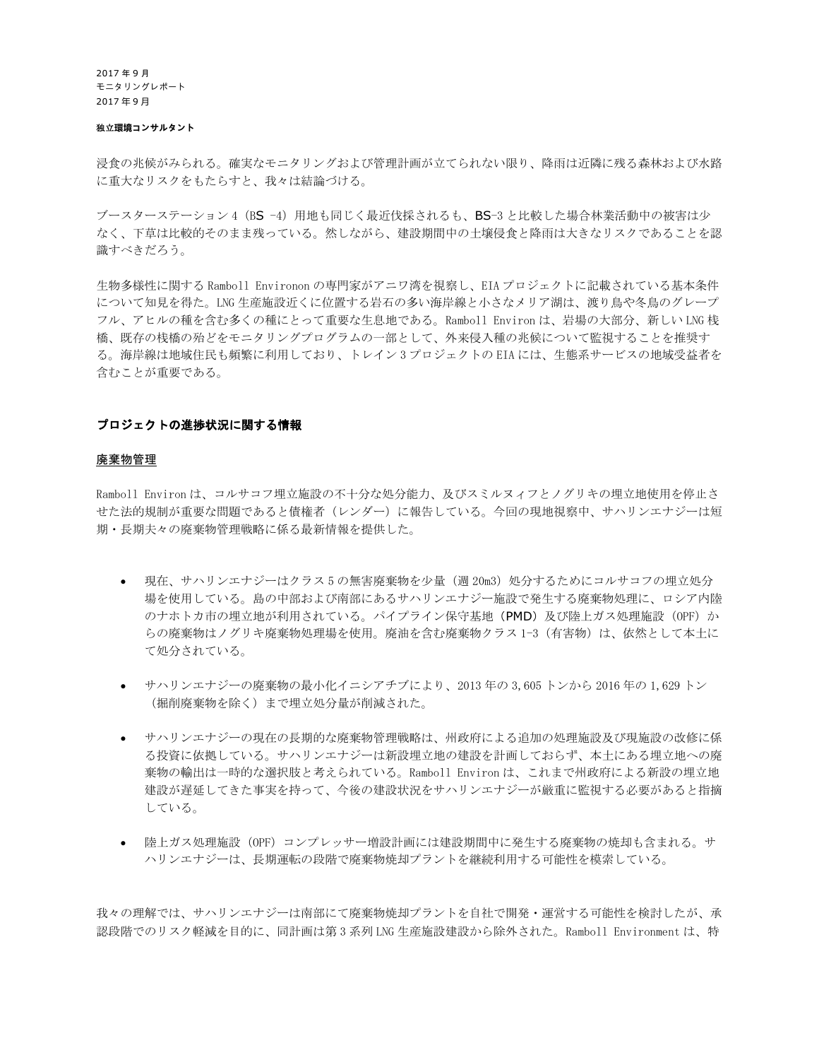浸食の兆候がみられる。確実なモニタリングおよび管理計画が立てられない限り、降雨は近隣に残る森林および水路に重大なリスクをもたらすと、我々は結論づける。

ブースターステーション 4（BS -4）用地も同じく最近伐採されるも、BS-3 と比較した場合林業活動中の被害は少なく、下草は比較的そのまま残っている。然しながら、建設期間中の土壌侵食と降雨は大きなリスクであることを認識すべきだろう。

生物多様性に関する Ramboll Environon の専門家がアニワ湾を視察し、EIA プロジェクトに記載されている基本条件について知見を得た。LNG 生産施設近くに位置する岩石の多い海岸線と小さなメリア湖は、渡り鳥や冬鳥のグレープフル、アヒルの種を含む多くの種にとって重要な生息地である。Ramboll Environ は、岩場の大部分、新しい LNG 桟橋、既存の桟橋の殆どをモニタリングプログラムの一部として、外来侵入種の兆候について監視することを推奨する。海岸線は地域住民も頻繁に利用しており、トレイン 3 プロジェクトの EIA には、生態系サービスの地域受益者を含むことが重要である。

### プロジェクトの進捗状況に関する情報

#### 廃棄物管理

Ramboll Environ は、コルサコフ埋立施設の不十分な処分能力、及びスミルヌィフとノグリキの埋立地使用を停止させた法的規制が重要な問題であると債権者（レンダー）に報告している。今回の現地視察中、サハリンエナジーは短期・長期夫々の廃棄物管理戦略に係る最新情報を提供した。

- 現在、サハリンエナジーはクラス 5 の無害廃棄物を少量（週 20m3）処分するためにコルサコフの埋立処分場を使用している。島の中部および南部にあるサハリンエナジー施設で発生する廃棄物処理に、ロシア内陸のナホトカ市の埋立地が利用されている。パイプライン保守基地（PMD）及び陸上ガス処理施設（OPF）からの廃棄物はノグリキ廃棄物処理場を使用。廃油を含む廃棄物クラス 1-3（有害物）は、依然として本土にて処分されている。

- サハリンエナジーの廃棄物の最小化イニシアチブにより、2013 年の 3,605 トンから 2016 年の 1,629 トン（掘削廃棄物を除く）まで埋立処分量が削減された。

- サハリンエナジーの現在の長期的な廃棄物管理戦略は、州政府による追加の処理施設及び現施設の改修に係る投資に依拠している。サハリンエナジーは新設埋立地の建設を計画しておらず、本土にある埋立地への廃棄物の輸出は一時的な選択肢と考えられている。Ramboll Environ は、これまで州政府による新設の埋立地建設が遅延してきた事実を持って、今後の建設状況をサハリンエナジーが厳重に監視する必要があると指摘している。

- 陸上ガス処理施設（OPF）コンプレッサー増設計画には建設期間中に発生する廃棄物の焼却も含まれる。サハリンエナジーは、長期運転の段階で廃棄物焼却プラントを継続利用する可能性を模索している。

我々の理解では、サハリンエナジーは南部にて廃棄物焼却プラントを自社で開発・運営する可能性を検討したが、承認段階でのリスク軽減を目的に、同計画は第 3 系列 LNG 生産施設建設から除外された。Ramboll Environment は、特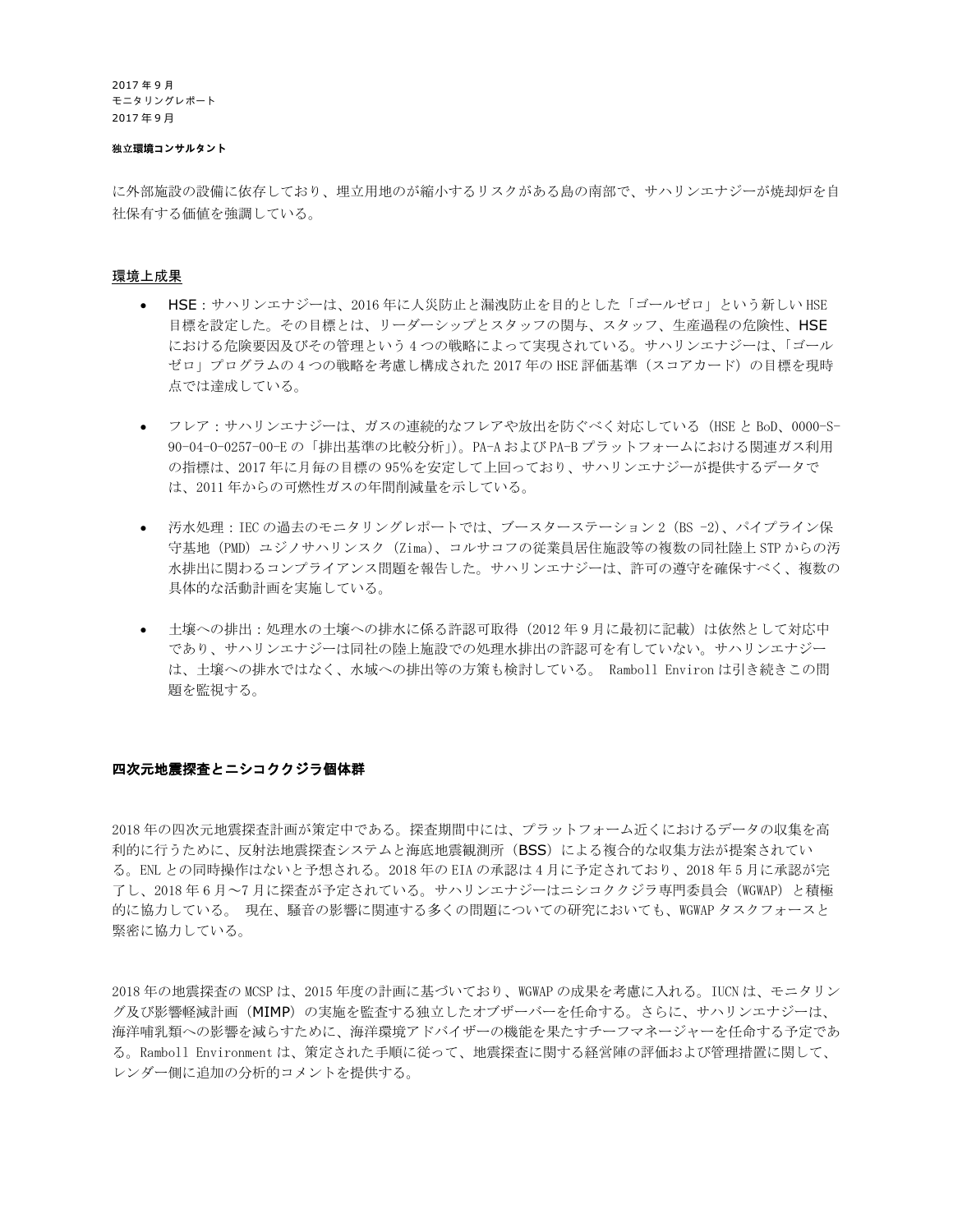に外部施設の設備に依存しており、埋立用地のが縮小するリスクがある島の南部で、サハリンエナジーが焼却炉を自社保有する価値を強調している。

## 環境上成果

- HSE：サハリンエナジーは、2016 年に人災防止と漏洩防止を目的とした「ゴールゼロ」という新しい HSE 目標を設定した。その目標とは、リーダーシップとスタッフの関与、スタッフ、生産過程の危険性、HSE における危険要因及びその管理という 4 つの戦略によって実現されている。サハリンエナジーは、「ゴールゼロ」プログラムの 4 つの戦略を考慮し構成された 2017 年の HSE 評価基準（スコアカード）の目標を現時点では達成している。

- フレア：サハリンエナジーは、ガスの連続的なフレアや放出を防ぐべく対応している（HSE と BoD、0000-S-90-04-0-0257-00-E の「排出基準の比較分析」）。PA-A および PA-B プラットフォームにおける関連ガス利用の指標は、2017 年に月毎の目標の 95%を安定して上回っており、サハリンエナジーが提供するデータでは、2011 年からの可燃性ガスの年間削減量を示している。

- 汚水処理：IEC の過去のモニタリングレポートでは、ブースターステーション 2（BS -2）、パイプライン保守基地（PMD）ユジノサハリンスク（Zima）、コルサコフの従業員居住施設等の複数の同社陸上 STP からの汚水排出に関わるコンプライアンス問題を報告した。サハリンエナジーは、許可の遵守を確保すべく、複数の具体的な活動計画を実施している。

- 土壌への排出：処理水の土壌への排水に係る許認可取得（2012 年 9 月に最初に記載）は依然として対応中であり、サハリンエナジーは同社の陸上施設での処理水排出の許認可を有していない。サハリンエナジーは、土壌への排水ではなく、水域への排出等の方策も検討している。 Ramboll Environ は引き続きこの問題を監視する。

### 四次元地震探査とニシコククジラ個体群

2018 年の四次元地震探査計画が策定中である。探査期間中には、プラットフォーム近くにおけるデータの収集を高利的に行うために、反射法地震探査システムと海底地震観測所（BSS）による複合的な収集方法が提案されている。ENL との同時操作はないと予想される。2018 年の EIA の承認は 4 月に予定されており、2018 年 5 月に承認が完了し、2018 年 6 月～7 月に探査が予定されている。サハリンエナジーはニシコククジラ専門委員会（WGWAP）と積極的に協力している。 現在、騒音の影響に関連する多くの問題についての研究においても、WGWAP タスクフォースと緊密に協力している。

2018 年の地震探査の MCSP は、2015 年度の計画に基づいており、WGWAP の成果を考慮に入れる。IUCN は、モニタリング及び影響軽減計画（MIMP）の実施を監査する独立したオブザーバーを任命する。さらに、サハリンエナジーは、海洋哺乳類への影響を減らすために、海洋環境アドバイザーの機能を果たすチーフマネージャーを任命する予定である。Ramboll Environment は、策定された手順に従って、地震探査に関する経営陣の評価および管理措置に関して、レンダー側に追加の分析的コメントを提供する。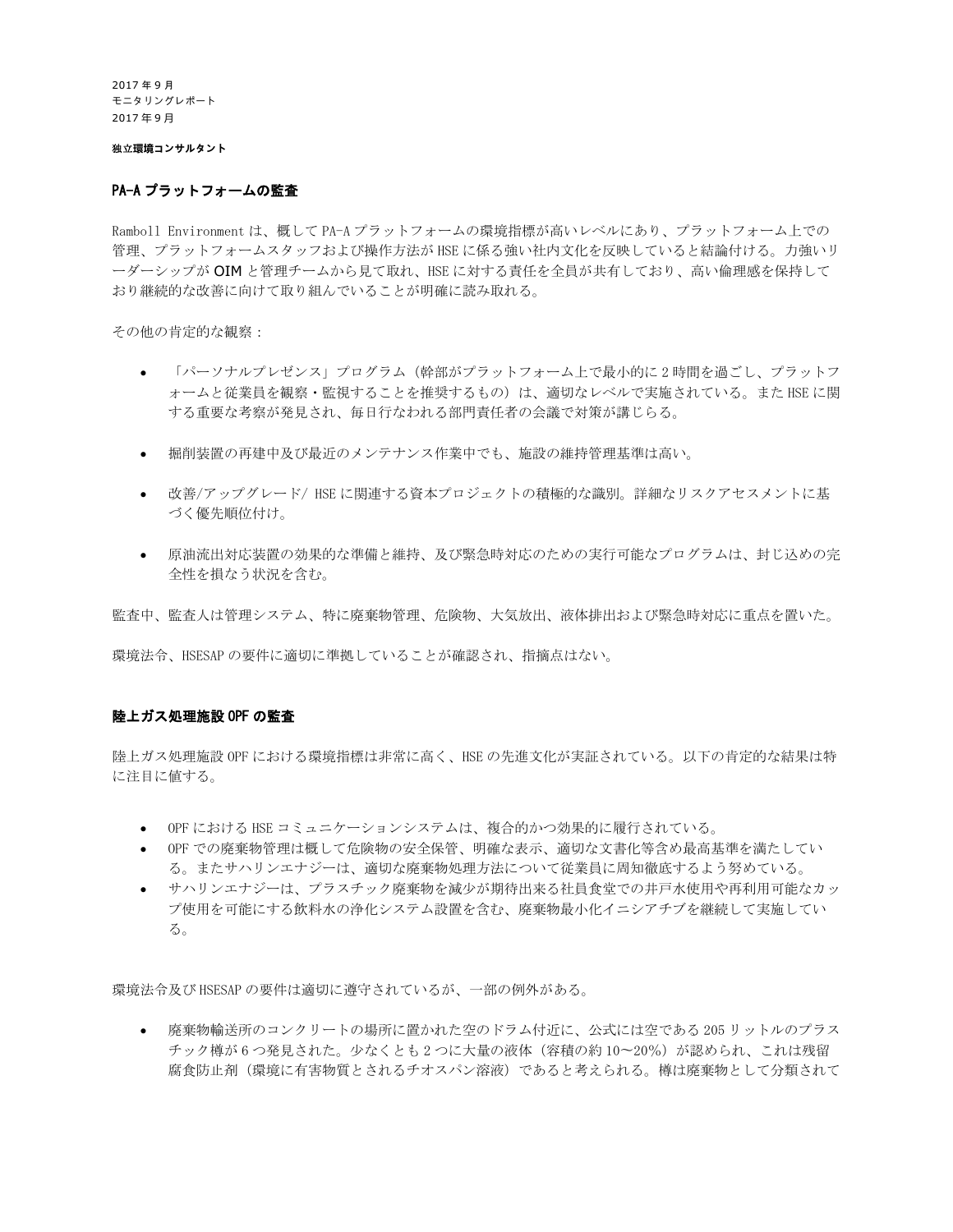2017 年 9 月  
モニタリングレポート  
2017 年 9 月

**独立環境コンサルタント**

## PA-A プラットフォームの監査

Ramboll Environment は、概して PA-A プラットフォームの環境指標が高いレベルにあり、プラットフォーム上での管理、プラットフォームスタッフおよび操作方法が HSE に係る強い社内文化を反映していると結論付ける。力強いリーダーシップが OIM と管理チームから見て取れ、HSE に対する責任を全員が共有しており、高い倫理感を保持しており継続的な改善に向けて取り組んでいることが明確に読み取れる。

その他の肯定的な観察：

- 「パーソナルプレゼンス」プログラム（幹部がプラットフォーム上で最小的に 2 時間を過ごし、プラットフォームと従業員を観察・監視することを推奨するもの）は、適切なレベルで実施されている。また HSE に関する重要な考察が発見され、毎日行なわれる部門責任者の会議で対策が講じらる。

- 掘削装置の再建中及び最近のメンテナンス作業中でも、施設の維持管理基準は高い。

- 改善/アップグレード/ HSE に関連する資本プロジェクトの積極的な識別。詳細なリスクアセスメントに基づく優先順位付け。

- 原油流出対応装置の効果的な準備と維持、及び緊急時対応のための実行可能なプログラムは、封じ込めの完全性を損なう状況を含む。

監査中、監査人は管理システム、特に廃棄物管理、危険物、大気放出、液体排出および緊急時対応に重点を置いた。

環境法令、HSESAP の要件に適切に準拠していることが確認され、指摘点はない。

## 陸上ガス処理施設 OPF の監査

陸上ガス処理施設 OPF における環境指標は非常に高く、HSE の先進文化が実証されている。以下の肯定的な結果は特に注目に値する。

- OPF における HSE コミュニケーションシステムは、複合的かつ効果的に履行されている。
- OPF での廃棄物管理は概して危険物の安全保管、明確な表示、適切な文書化等含め最高基準を満たしている。またサハリンエナジーは、適切な廃棄物処理方法について従業員に周知徹底するよう努めている。
- サハリンエナジーは、プラスチック廃棄物を減少が期待出来る社員食堂での井戸水使用や再利用可能なカップ使用を可能にする飲料水の浄化システム設置を含む、廃棄物最小化イニシアチブを継続して実施している。

環境法令及び HSESAP の要件は適切に遵守されているが、一部の例外がある。

- 廃棄物輸送所のコンクリートの場所に置かれた空のドラム付近に、公式には空である 205 リットルのプラスチック樽が 6 つ発見された。少なくとも 2 つに大量の液体（容積の約 10～20%）が認められ、これは残留腐食防止剤（環境に有害物質とされるチオスパン溶液）であると考えられる。樽は廃棄物として分類されて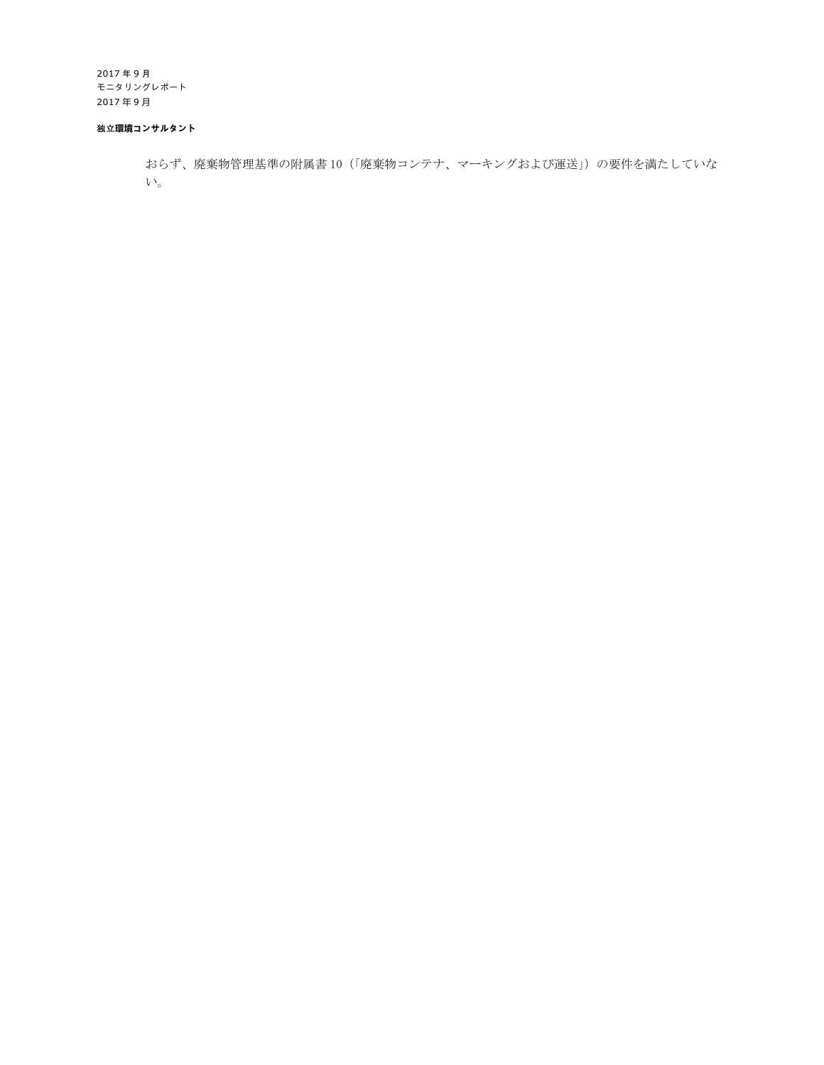おらず、廃棄物管理基準の附属書 10（「廃棄物コンテナ、マーキングおよび運送」）の要件を満たしていない。